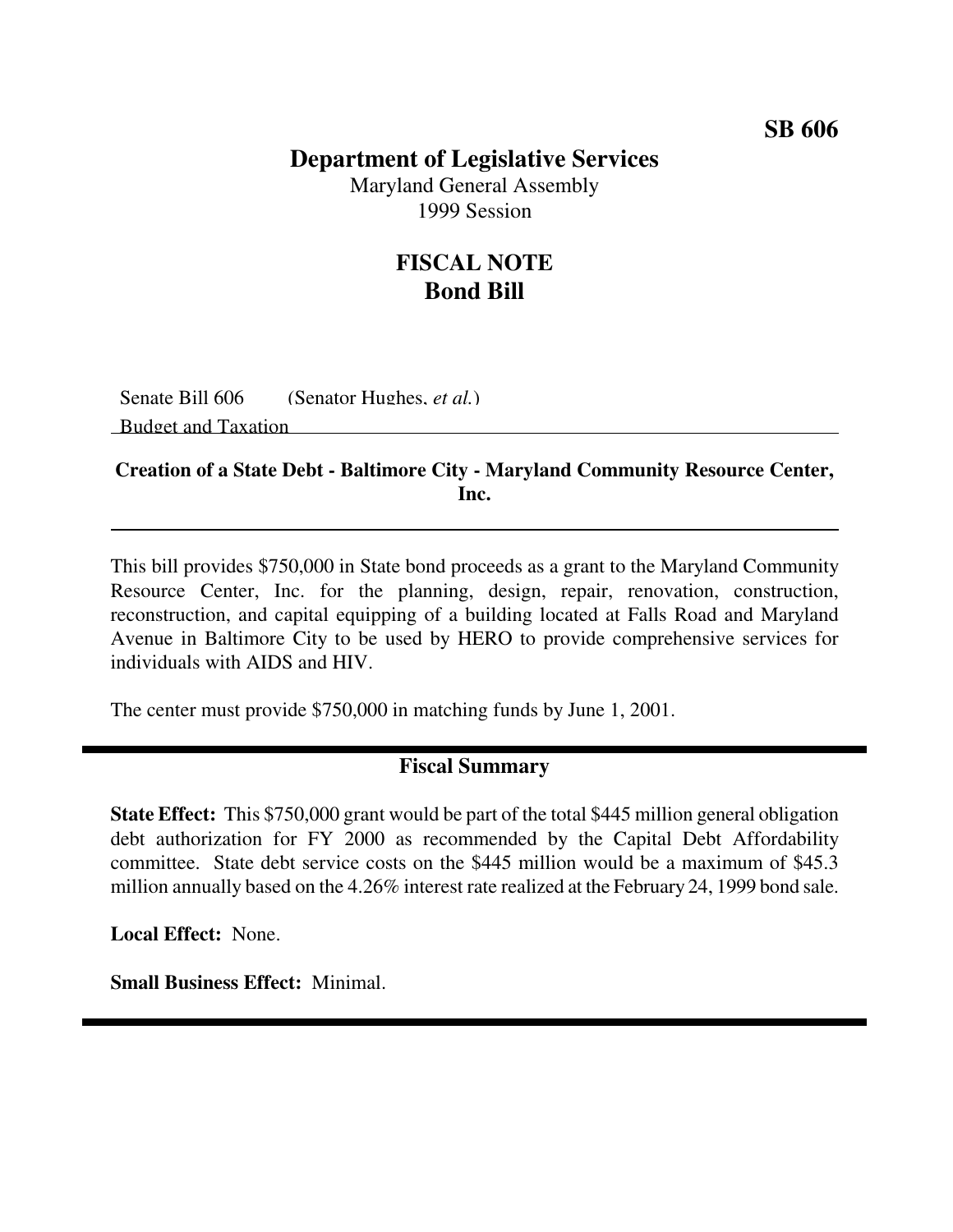**SB 606**

# Department of Legislative Services

Maryland General Assembly
1999 Session

## FISCAL NOTE
## Bond Bill

Senate Bill 606 (Senator Hughes, *et al.*)
Budget and Taxation

**Creation of a State Debt - Baltimore City - Maryland Community Resource Center, Inc.**

This bill provides $750,000 in State bond proceeds as a grant to the Maryland Community Resource Center, Inc. for the planning, design, repair, renovation, construction, reconstruction, and capital equipping of a building located at Falls Road and Maryland Avenue in Baltimore City to be used by HERO to provide comprehensive services for individuals with AIDS and HIV.

The center must provide $750,000 in matching funds by June 1, 2001.

### Fiscal Summary

**State Effect:** This $750,000 grant would be part of the total $445 million general obligation debt authorization for FY 2000 as recommended by the Capital Debt Affordability committee. State debt service costs on the $445 million would be a maximum of $45.3 million annually based on the 4.26% interest rate realized at the February 24, 1999 bond sale.

**Local Effect:** None.

**Small Business Effect:** Minimal.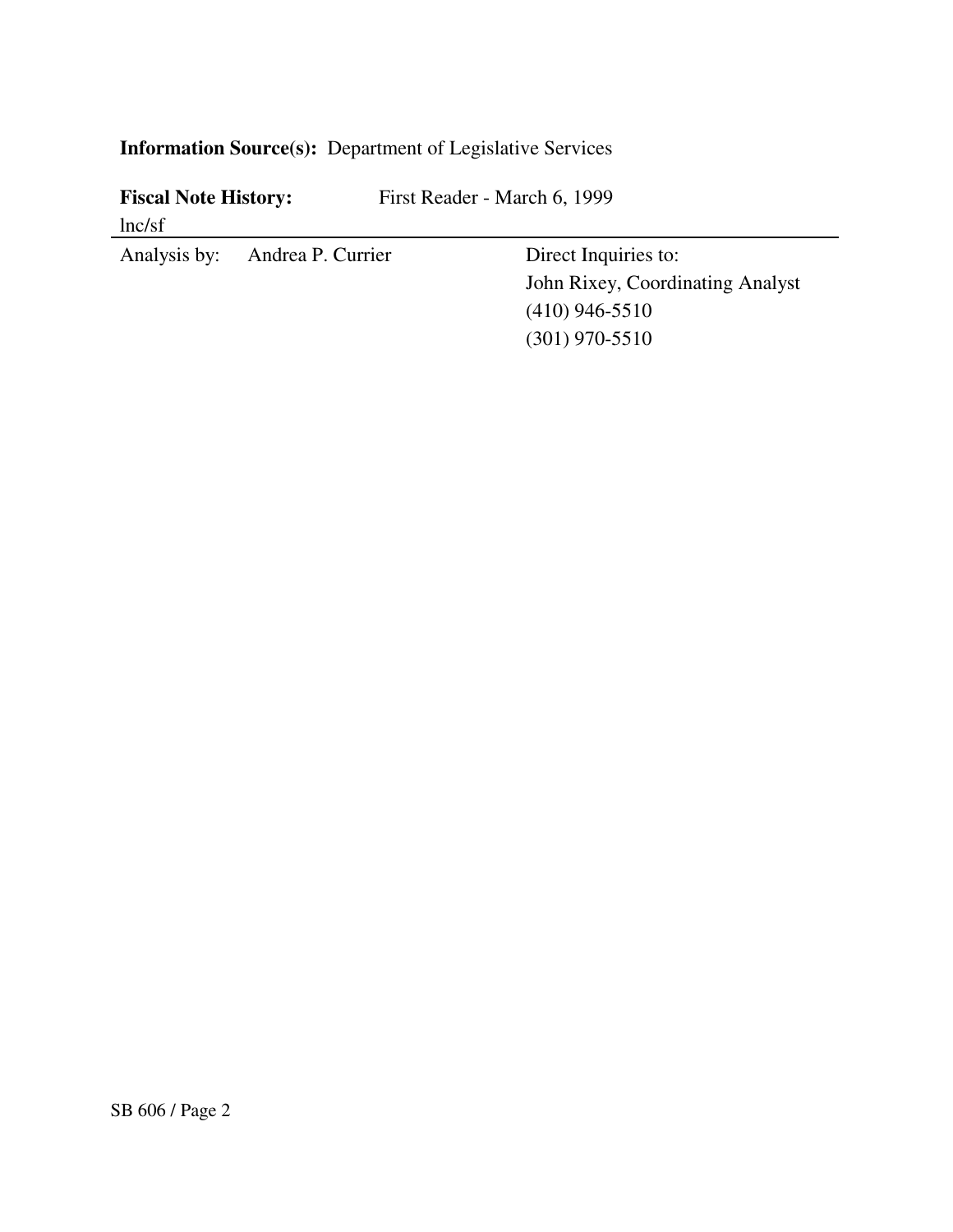**Information Source(s):** Department of Legislative Services

**Fiscal Note History:** First Reader - March 6, 1999
lnc/sf

---

Analysis by: Andrea P. Currier

Direct Inquiries to:
John Rixey, Coordinating Analyst
(410) 946-5510
(301) 970-5510